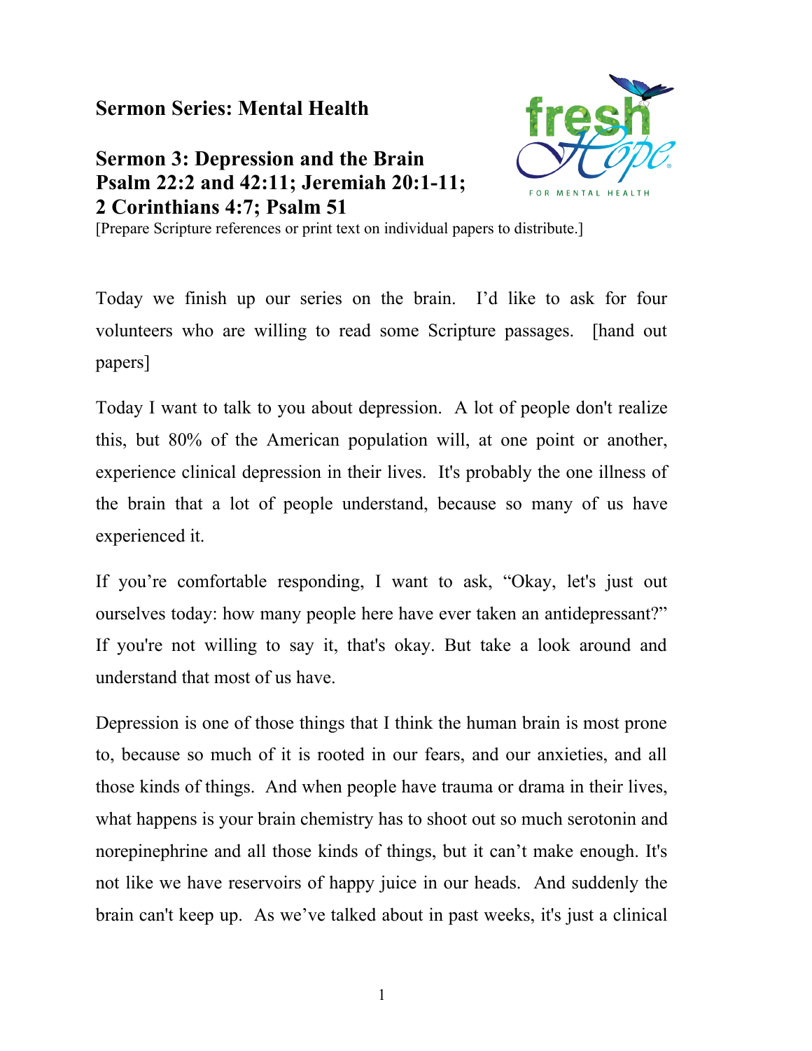# Sermon Series: Mental Health

## Sermon 3: Depression and the Brain
## Psalm 22:2 and 42:11; Jeremiah 20:1-11; 2 Corinthians 4:7; Psalm 51

[Prepare Scripture references or print text on individual papers to distribute.]

Today we finish up our series on the brain. I'd like to ask for four volunteers who are willing to read some Scripture passages. [hand out papers]

Today I want to talk to you about depression. A lot of people don't realize this, but 80% of the American population will, at one point or another, experience clinical depression in their lives. It's probably the one illness of the brain that a lot of people understand, because so many of us have experienced it.

If you're comfortable responding, I want to ask, "Okay, let's just out ourselves today: how many people here have ever taken an antidepressant?" If you're not willing to say it, that's okay. But take a look around and understand that most of us have.

Depression is one of those things that I think the human brain is most prone to, because so much of it is rooted in our fears, and our anxieties, and all those kinds of things. And when people have trauma or drama in their lives, what happens is your brain chemistry has to shoot out so much serotonin and norepinephrine and all those kinds of things, but it can't make enough. It's not like we have reservoirs of happy juice in our heads. And suddenly the brain can't keep up. As we've talked about in past weeks, it's just a clinical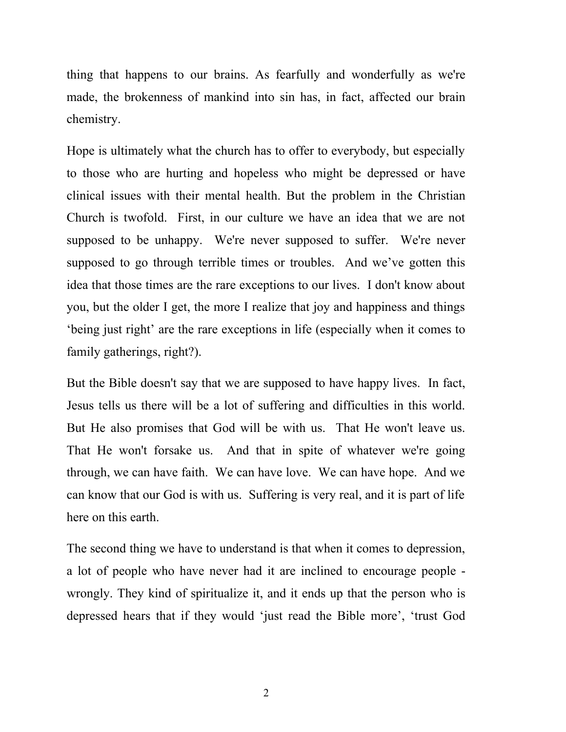thing that happens to our brains. As fearfully and wonderfully as we're made, the brokenness of mankind into sin has, in fact, affected our brain chemistry.

Hope is ultimately what the church has to offer to everybody, but especially to those who are hurting and hopeless who might be depressed or have clinical issues with their mental health. But the problem in the Christian Church is twofold. First, in our culture we have an idea that we are not supposed to be unhappy. We're never supposed to suffer. We're never supposed to go through terrible times or troubles. And we've gotten this idea that those times are the rare exceptions to our lives. I don't know about you, but the older I get, the more I realize that joy and happiness and things 'being just right' are the rare exceptions in life (especially when it comes to family gatherings, right?).

But the Bible doesn't say that we are supposed to have happy lives. In fact, Jesus tells us there will be a lot of suffering and difficulties in this world. But He also promises that God will be with us. That He won't leave us. That He won't forsake us. And that in spite of whatever we're going through, we can have faith. We can have love. We can have hope. And we can know that our God is with us. Suffering is very real, and it is part of life here on this earth.

The second thing we have to understand is that when it comes to depression, a lot of people who have never had it are inclined to encourage people - wrongly. They kind of spiritualize it, and it ends up that the person who is depressed hears that if they would 'just read the Bible more', 'trust God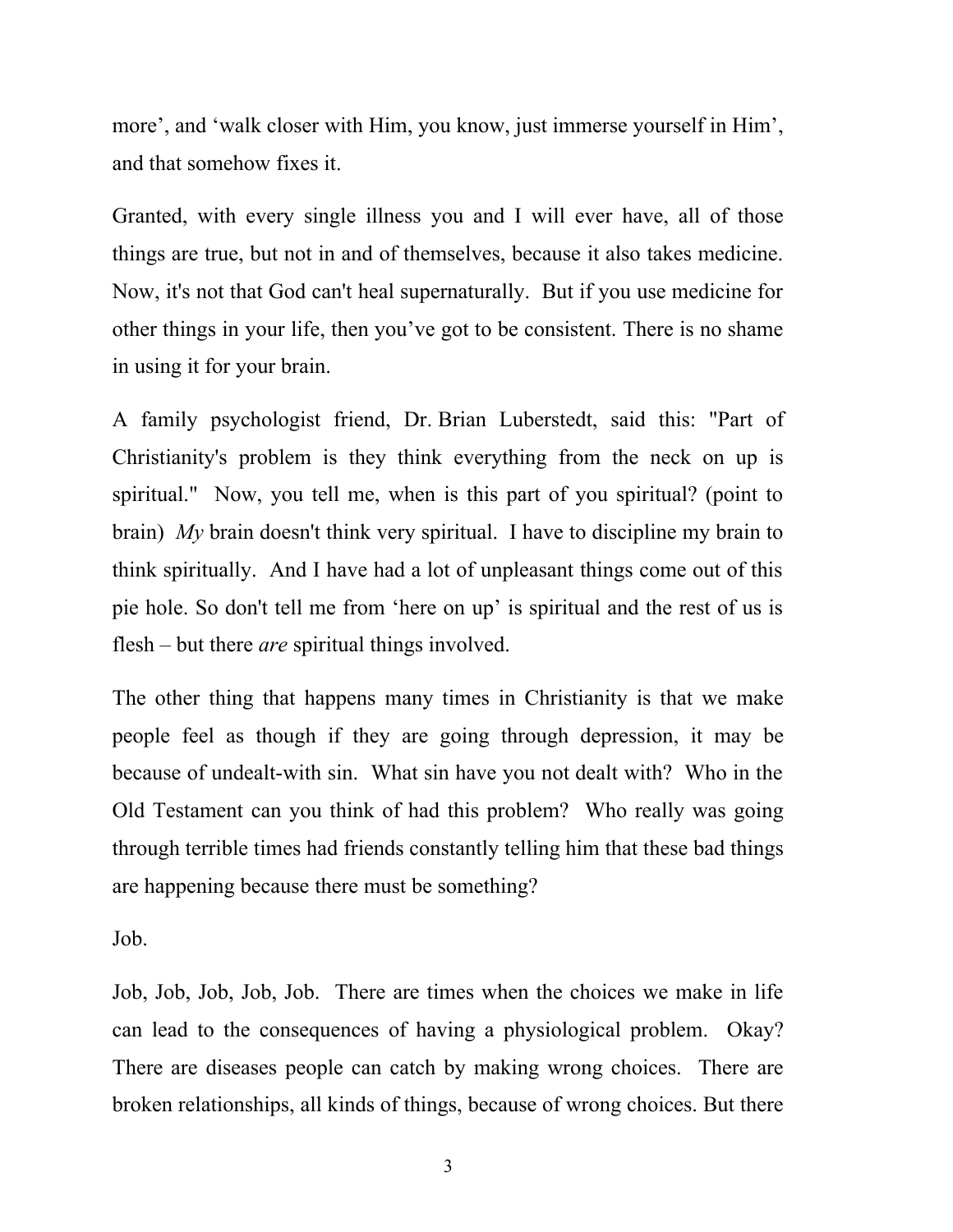more', and 'walk closer with Him, you know, just immerse yourself in Him', and that somehow fixes it.

Granted, with every single illness you and I will ever have, all of those things are true, but not in and of themselves, because it also takes medicine. Now, it's not that God can't heal supernaturally. But if you use medicine for other things in your life, then you've got to be consistent. There is no shame in using it for your brain.

A family psychologist friend, Dr. Brian Luberstedt, said this: "Part of Christianity's problem is they think everything from the neck on up is spiritual." Now, you tell me, when is this part of you spiritual? (point to brain) *My* brain doesn't think very spiritual. I have to discipline my brain to think spiritually. And I have had a lot of unpleasant things come out of this pie hole. So don't tell me from 'here on up' is spiritual and the rest of us is flesh – but there *are* spiritual things involved.

The other thing that happens many times in Christianity is that we make people feel as though if they are going through depression, it may be because of undealt-with sin. What sin have you not dealt with? Who in the Old Testament can you think of had this problem? Who really was going through terrible times had friends constantly telling him that these bad things are happening because there must be something?

Job.

Job, Job, Job, Job, Job. There are times when the choices we make in life can lead to the consequences of having a physiological problem. Okay? There are diseases people can catch by making wrong choices. There are broken relationships, all kinds of things, because of wrong choices. But there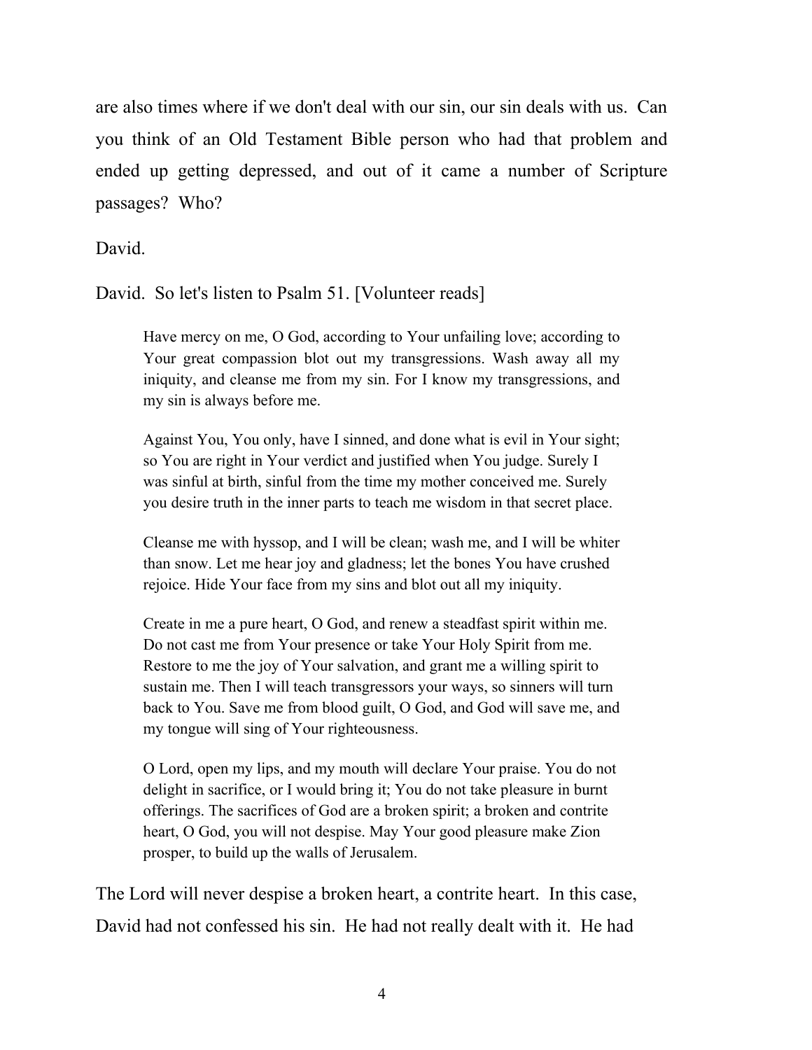are also times where if we don't deal with our sin, our sin deals with us. Can you think of an Old Testament Bible person who had that problem and ended up getting depressed, and out of it came a number of Scripture passages? Who?

David.

David. So let's listen to Psalm 51. [Volunteer reads]

> Have mercy on me, O God, according to Your unfailing love; according to Your great compassion blot out my transgressions. Wash away all my iniquity, and cleanse me from my sin. For I know my transgressions, and my sin is always before me.
>
> Against You, You only, have I sinned, and done what is evil in Your sight; so You are right in Your verdict and justified when You judge. Surely I was sinful at birth, sinful from the time my mother conceived me. Surely you desire truth in the inner parts to teach me wisdom in that secret place.
>
> Cleanse me with hyssop, and I will be clean; wash me, and I will be whiter than snow. Let me hear joy and gladness; let the bones You have crushed rejoice. Hide Your face from my sins and blot out all my iniquity.
>
> Create in me a pure heart, O God, and renew a steadfast spirit within me. Do not cast me from Your presence or take Your Holy Spirit from me. Restore to me the joy of Your salvation, and grant me a willing spirit to sustain me. Then I will teach transgressors your ways, so sinners will turn back to You. Save me from blood guilt, O God, and God will save me, and my tongue will sing of Your righteousness.
>
> O Lord, open my lips, and my mouth will declare Your praise. You do not delight in sacrifice, or I would bring it; You do not take pleasure in burnt offerings. The sacrifices of God are a broken spirit; a broken and contrite heart, O God, you will not despise. May Your good pleasure make Zion prosper, to build up the walls of Jerusalem.

The Lord will never despise a broken heart, a contrite heart. In this case, David had not confessed his sin. He had not really dealt with it. He had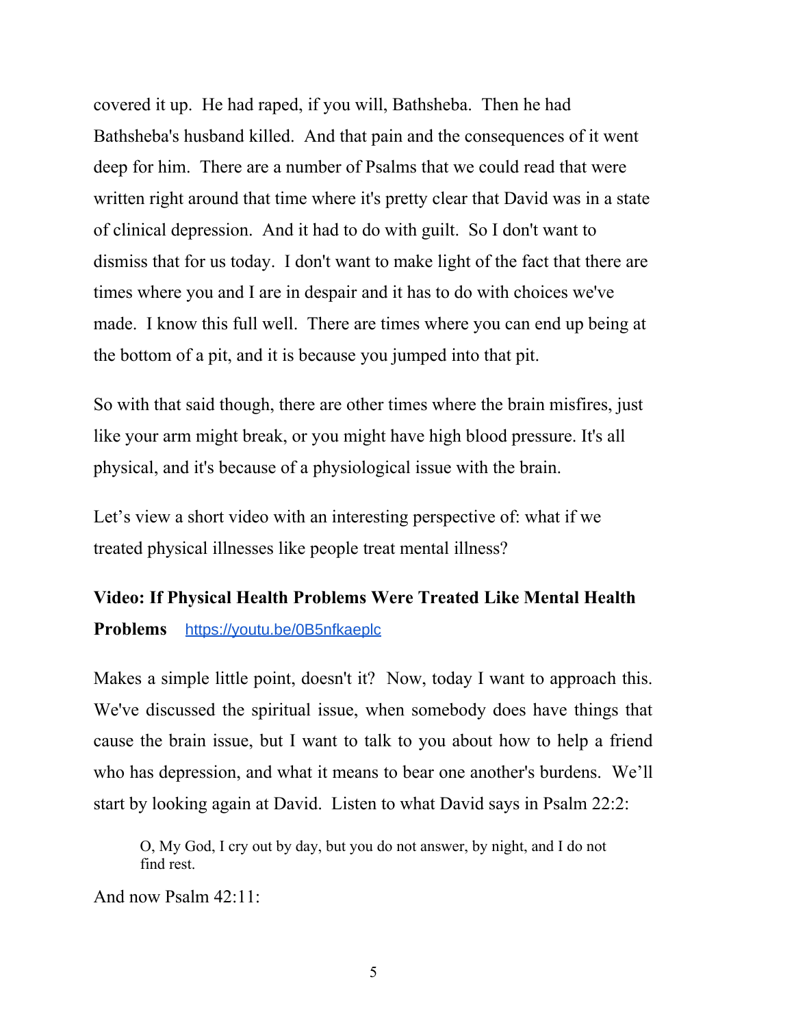covered it up. He had raped, if you will, Bathsheba. Then he had Bathsheba's husband killed. And that pain and the consequences of it went deep for him. There are a number of Psalms that we could read that were written right around that time where it's pretty clear that David was in a state of clinical depression. And it had to do with guilt. So I don't want to dismiss that for us today. I don't want to make light of the fact that there are times where you and I are in despair and it has to do with choices we've made. I know this full well. There are times where you can end up being at the bottom of a pit, and it is because you jumped into that pit.

So with that said though, there are other times where the brain misfires, just like your arm might break, or you might have high blood pressure. It's all physical, and it's because of a physiological issue with the brain.

Let's view a short video with an interesting perspective of: what if we treated physical illnesses like people treat mental illness?

**Video: If Physical Health Problems Were Treated Like Mental Health Problems** [https://youtu.be/0B5nfkaeplc](https://youtu.be/0B5nfkaeplc)

Makes a simple little point, doesn't it? Now, today I want to approach this. We've discussed the spiritual issue, when somebody does have things that cause the brain issue, but I want to talk to you about how to help a friend who has depression, and what it means to bear one another's burdens. We'll start by looking again at David. Listen to what David says in Psalm 22:2:

> O, My God, I cry out by day, but you do not answer, by night, and I do not find rest.

And now Psalm 42:11: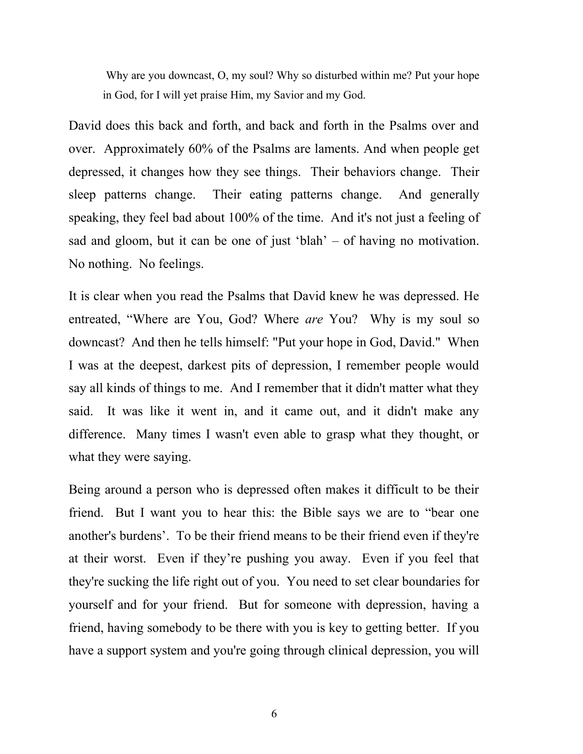> Why are you downcast, O, my soul? Why so disturbed within me? Put your hope in God, for I will yet praise Him, my Savior and my God.

David does this back and forth, and back and forth in the Psalms over and over. Approximately 60% of the Psalms are laments. And when people get depressed, it changes how they see things. Their behaviors change. Their sleep patterns change. Their eating patterns change. And generally speaking, they feel bad about 100% of the time. And it's not just a feeling of sad and gloom, but it can be one of just 'blah' – of having no motivation. No nothing. No feelings.

It is clear when you read the Psalms that David knew he was depressed. He entreated, "Where are You, God? Where *are* You? Why is my soul so downcast? And then he tells himself: "Put your hope in God, David." When I was at the deepest, darkest pits of depression, I remember people would say all kinds of things to me. And I remember that it didn't matter what they said. It was like it went in, and it came out, and it didn't make any difference. Many times I wasn't even able to grasp what they thought, or what they were saying.

Being around a person who is depressed often makes it difficult to be their friend. But I want you to hear this: the Bible says we are to "bear one another's burdens'. To be their friend means to be their friend even if they're at their worst. Even if they're pushing you away. Even if you feel that they're sucking the life right out of you. You need to set clear boundaries for yourself and for your friend. But for someone with depression, having a friend, having somebody to be there with you is key to getting better. If you have a support system and you're going through clinical depression, you will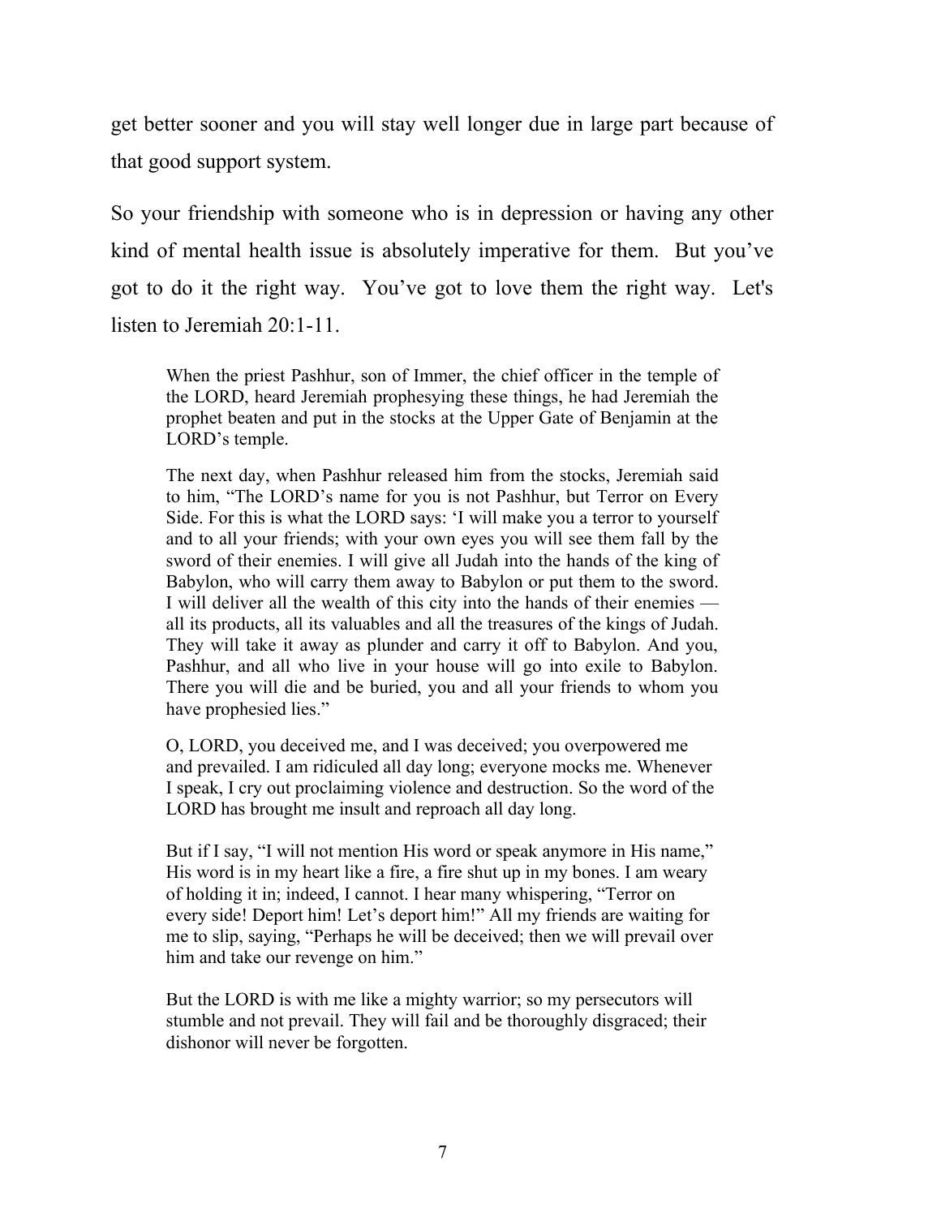get better sooner and you will stay well longer due in large part because of that good support system.

So your friendship with someone who is in depression or having any other kind of mental health issue is absolutely imperative for them. But you've got to do it the right way. You've got to love them the right way. Let's listen to Jeremiah 20:1-11.

> When the priest Pashhur, son of Immer, the chief officer in the temple of the LORD, heard Jeremiah prophesying these things, he had Jeremiah the prophet beaten and put in the stocks at the Upper Gate of Benjamin at the LORD's temple.
>
> The next day, when Pashhur released him from the stocks, Jeremiah said to him, "The LORD's name for you is not Pashhur, but Terror on Every Side. For this is what the LORD says: 'I will make you a terror to yourself and to all your friends; with your own eyes you will see them fall by the sword of their enemies. I will give all Judah into the hands of the king of Babylon, who will carry them away to Babylon or put them to the sword. I will deliver all the wealth of this city into the hands of their enemies — all its products, all its valuables and all the treasures of the kings of Judah. They will take it away as plunder and carry it off to Babylon. And you, Pashhur, and all who live in your house will go into exile to Babylon. There you will die and be buried, you and all your friends to whom you have prophesied lies."
>
> O, LORD, you deceived me, and I was deceived; you overpowered me and prevailed. I am ridiculed all day long; everyone mocks me. Whenever I speak, I cry out proclaiming violence and destruction. So the word of the LORD has brought me insult and reproach all day long.
>
> But if I say, "I will not mention His word or speak anymore in His name," His word is in my heart like a fire, a fire shut up in my bones. I am weary of holding it in; indeed, I cannot. I hear many whispering, "Terror on every side! Deport him! Let's deport him!" All my friends are waiting for me to slip, saying, "Perhaps he will be deceived; then we will prevail over him and take our revenge on him."
>
> But the LORD is with me like a mighty warrior; so my persecutors will stumble and not prevail. They will fail and be thoroughly disgraced; their dishonor will never be forgotten.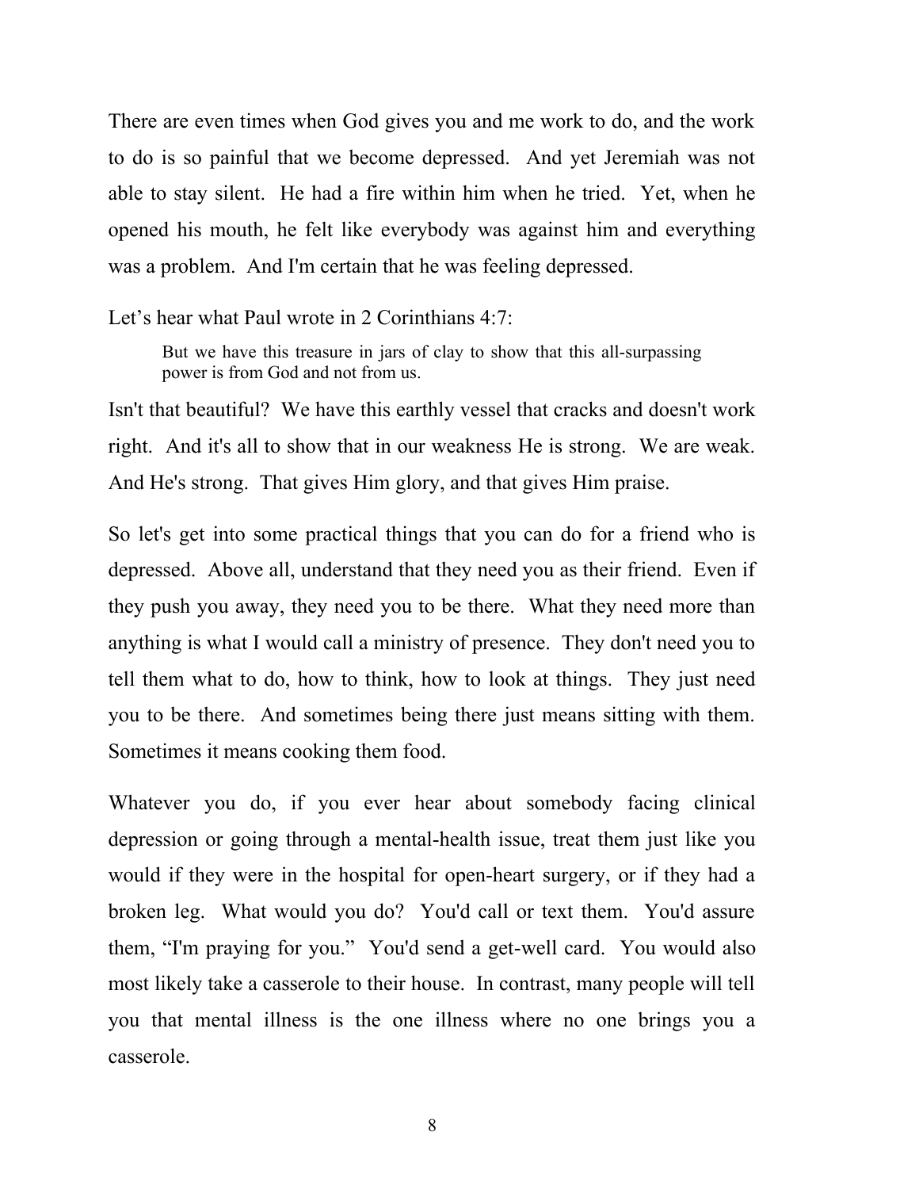There are even times when God gives you and me work to do, and the work to do is so painful that we become depressed. And yet Jeremiah was not able to stay silent. He had a fire within him when he tried. Yet, when he opened his mouth, he felt like everybody was against him and everything was a problem. And I'm certain that he was feeling depressed.

Let's hear what Paul wrote in 2 Corinthians 4:7:

> But we have this treasure in jars of clay to show that this all-surpassing power is from God and not from us.

Isn't that beautiful? We have this earthly vessel that cracks and doesn't work right. And it's all to show that in our weakness He is strong. We are weak. And He's strong. That gives Him glory, and that gives Him praise.

So let's get into some practical things that you can do for a friend who is depressed. Above all, understand that they need you as their friend. Even if they push you away, they need you to be there. What they need more than anything is what I would call a ministry of presence. They don't need you to tell them what to do, how to think, how to look at things. They just need you to be there. And sometimes being there just means sitting with them. Sometimes it means cooking them food.

Whatever you do, if you ever hear about somebody facing clinical depression or going through a mental-health issue, treat them just like you would if they were in the hospital for open-heart surgery, or if they had a broken leg. What would you do? You'd call or text them. You'd assure them, "I'm praying for you." You'd send a get-well card. You would also most likely take a casserole to their house. In contrast, many people will tell you that mental illness is the one illness where no one brings you a casserole.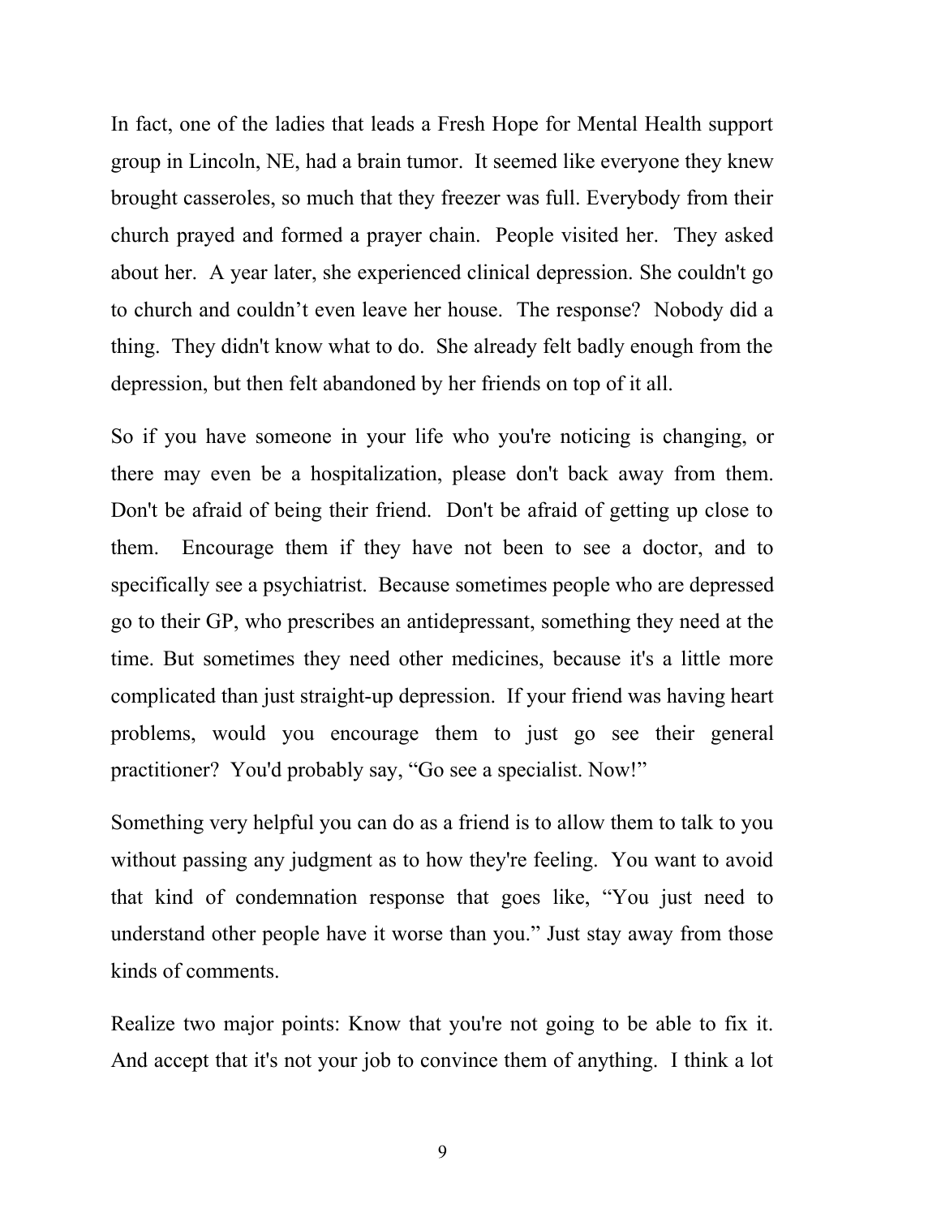In fact, one of the ladies that leads a Fresh Hope for Mental Health support group in Lincoln, NE, had a brain tumor. It seemed like everyone they knew brought casseroles, so much that they freezer was full. Everybody from their church prayed and formed a prayer chain. People visited her. They asked about her. A year later, she experienced clinical depression. She couldn't go to church and couldn't even leave her house. The response? Nobody did a thing. They didn't know what to do. She already felt badly enough from the depression, but then felt abandoned by her friends on top of it all.

So if you have someone in your life who you're noticing is changing, or there may even be a hospitalization, please don't back away from them. Don't be afraid of being their friend. Don't be afraid of getting up close to them. Encourage them if they have not been to see a doctor, and to specifically see a psychiatrist. Because sometimes people who are depressed go to their GP, who prescribes an antidepressant, something they need at the time. But sometimes they need other medicines, because it's a little more complicated than just straight-up depression. If your friend was having heart problems, would you encourage them to just go see their general practitioner? You'd probably say, "Go see a specialist. Now!"

Something very helpful you can do as a friend is to allow them to talk to you without passing any judgment as to how they're feeling. You want to avoid that kind of condemnation response that goes like, "You just need to understand other people have it worse than you." Just stay away from those kinds of comments.

Realize two major points: Know that you're not going to be able to fix it. And accept that it's not your job to convince them of anything. I think a lot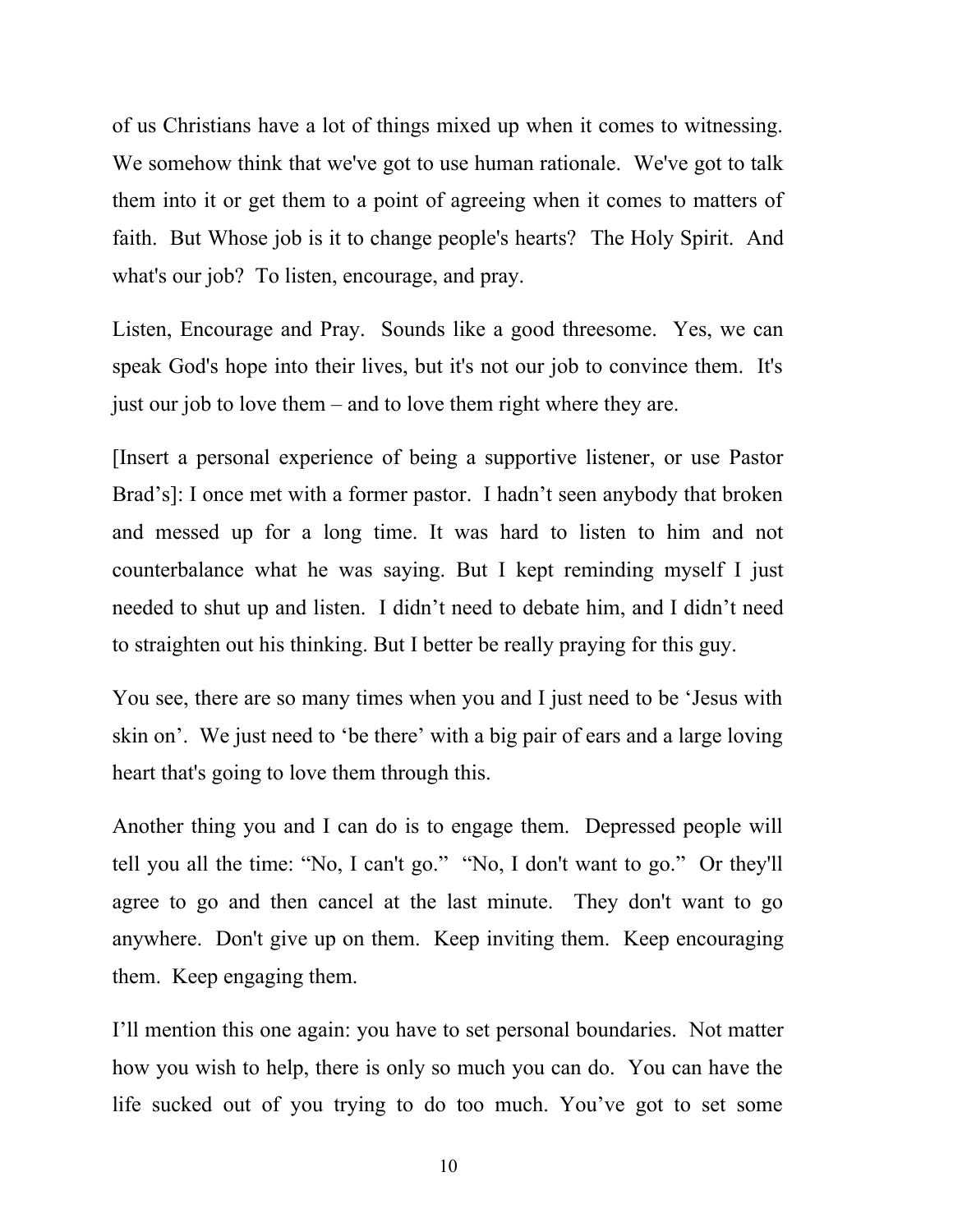of us Christians have a lot of things mixed up when it comes to witnessing. We somehow think that we've got to use human rationale. We've got to talk them into it or get them to a point of agreeing when it comes to matters of faith. But Whose job is it to change people's hearts? The Holy Spirit. And what's our job? To listen, encourage, and pray.

Listen, Encourage and Pray. Sounds like a good threesome. Yes, we can speak God's hope into their lives, but it's not our job to convince them. It's just our job to love them – and to love them right where they are.

[Insert a personal experience of being a supportive listener, or use Pastor Brad's]: I once met with a former pastor. I hadn't seen anybody that broken and messed up for a long time. It was hard to listen to him and not counterbalance what he was saying. But I kept reminding myself I just needed to shut up and listen. I didn't need to debate him, and I didn't need to straighten out his thinking. But I better be really praying for this guy.

You see, there are so many times when you and I just need to be 'Jesus with skin on'. We just need to 'be there' with a big pair of ears and a large loving heart that's going to love them through this.

Another thing you and I can do is to engage them. Depressed people will tell you all the time: "No, I can't go." "No, I don't want to go." Or they'll agree to go and then cancel at the last minute. They don't want to go anywhere. Don't give up on them. Keep inviting them. Keep encouraging them. Keep engaging them.

I'll mention this one again: you have to set personal boundaries. Not matter how you wish to help, there is only so much you can do. You can have the life sucked out of you trying to do too much. You've got to set some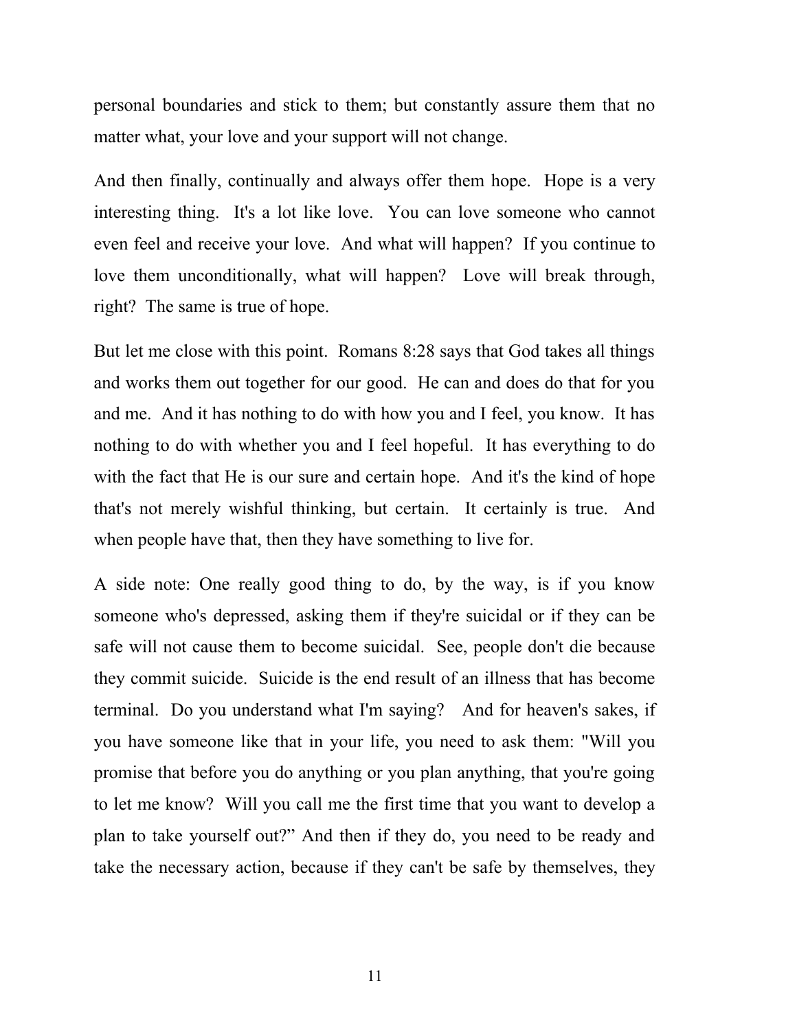personal boundaries and stick to them; but constantly assure them that no matter what, your love and your support will not change.

And then finally, continually and always offer them hope. Hope is a very interesting thing. It's a lot like love. You can love someone who cannot even feel and receive your love. And what will happen? If you continue to love them unconditionally, what will happen? Love will break through, right? The same is true of hope.

But let me close with this point. Romans 8:28 says that God takes all things and works them out together for our good. He can and does do that for you and me. And it has nothing to do with how you and I feel, you know. It has nothing to do with whether you and I feel hopeful. It has everything to do with the fact that He is our sure and certain hope. And it's the kind of hope that's not merely wishful thinking, but certain. It certainly is true. And when people have that, then they have something to live for.

A side note: One really good thing to do, by the way, is if you know someone who's depressed, asking them if they're suicidal or if they can be safe will not cause them to become suicidal. See, people don't die because they commit suicide. Suicide is the end result of an illness that has become terminal. Do you understand what I'm saying? And for heaven's sakes, if you have someone like that in your life, you need to ask them: "Will you promise that before you do anything or you plan anything, that you're going to let me know? Will you call me the first time that you want to develop a plan to take yourself out?" And then if they do, you need to be ready and take the necessary action, because if they can't be safe by themselves, they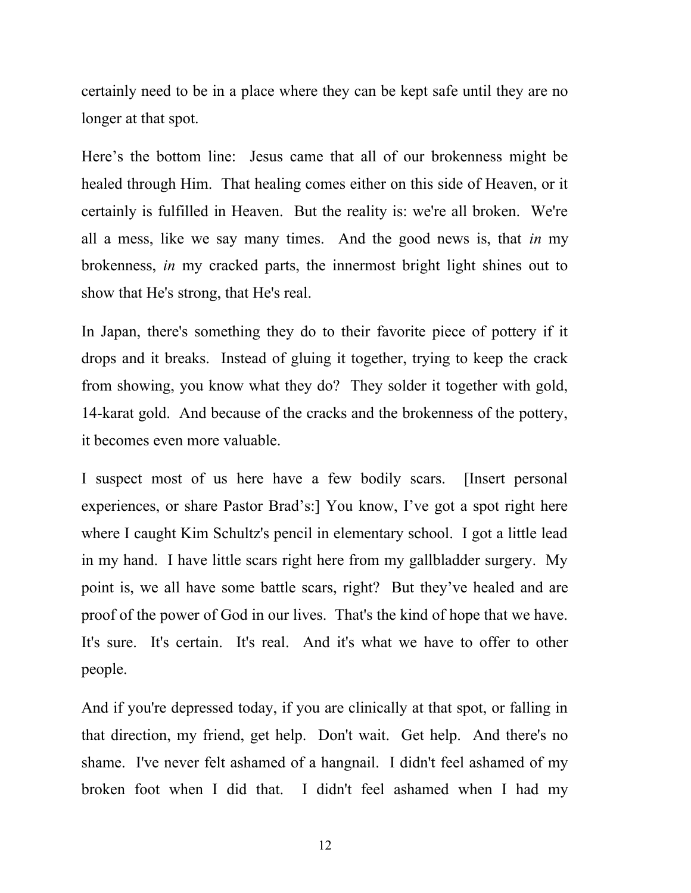certainly need to be in a place where they can be kept safe until they are no longer at that spot.

Here's the bottom line: Jesus came that all of our brokenness might be healed through Him. That healing comes either on this side of Heaven, or it certainly is fulfilled in Heaven. But the reality is: we're all broken. We're all a mess, like we say many times. And the good news is, that *in* my brokenness, *in* my cracked parts, the innermost bright light shines out to show that He's strong, that He's real.

In Japan, there's something they do to their favorite piece of pottery if it drops and it breaks. Instead of gluing it together, trying to keep the crack from showing, you know what they do? They solder it together with gold, 14-karat gold. And because of the cracks and the brokenness of the pottery, it becomes even more valuable.

I suspect most of us here have a few bodily scars. [Insert personal experiences, or share Pastor Brad's:] You know, I've got a spot right here where I caught Kim Schultz's pencil in elementary school. I got a little lead in my hand. I have little scars right here from my gallbladder surgery. My point is, we all have some battle scars, right? But they've healed and are proof of the power of God in our lives. That's the kind of hope that we have. It's sure. It's certain. It's real. And it's what we have to offer to other people.

And if you're depressed today, if you are clinically at that spot, or falling in that direction, my friend, get help. Don't wait. Get help. And there's no shame. I've never felt ashamed of a hangnail. I didn't feel ashamed of my broken foot when I did that. I didn't feel ashamed when I had my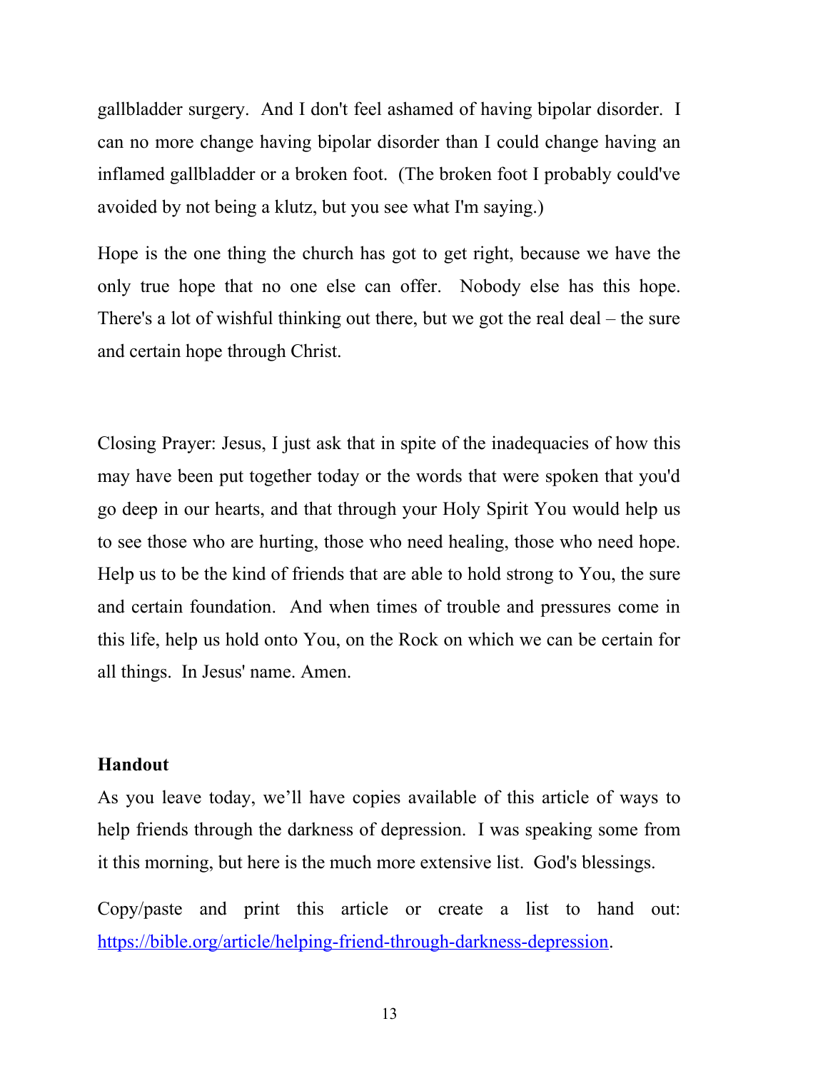gallbladder surgery. And I don't feel ashamed of having bipolar disorder. I can no more change having bipolar disorder than I could change having an inflamed gallbladder or a broken foot. (The broken foot I probably could've avoided by not being a klutz, but you see what I'm saying.)

Hope is the one thing the church has got to get right, because we have the only true hope that no one else can offer. Nobody else has this hope. There's a lot of wishful thinking out there, but we got the real deal – the sure and certain hope through Christ.

Closing Prayer: Jesus, I just ask that in spite of the inadequacies of how this may have been put together today or the words that were spoken that you'd go deep in our hearts, and that through your Holy Spirit You would help us to see those who are hurting, those who need healing, those who need hope. Help us to be the kind of friends that are able to hold strong to You, the sure and certain foundation. And when times of trouble and pressures come in this life, help us hold onto You, on the Rock on which we can be certain for all things. In Jesus' name. Amen.

**Handout**

As you leave today, we'll have copies available of this article of ways to help friends through the darkness of depression. I was speaking some from it this morning, but here is the much more extensive list. God's blessings.

Copy/paste and print this article or create a list to hand out: https://bible.org/article/helping-friend-through-darkness-depression.